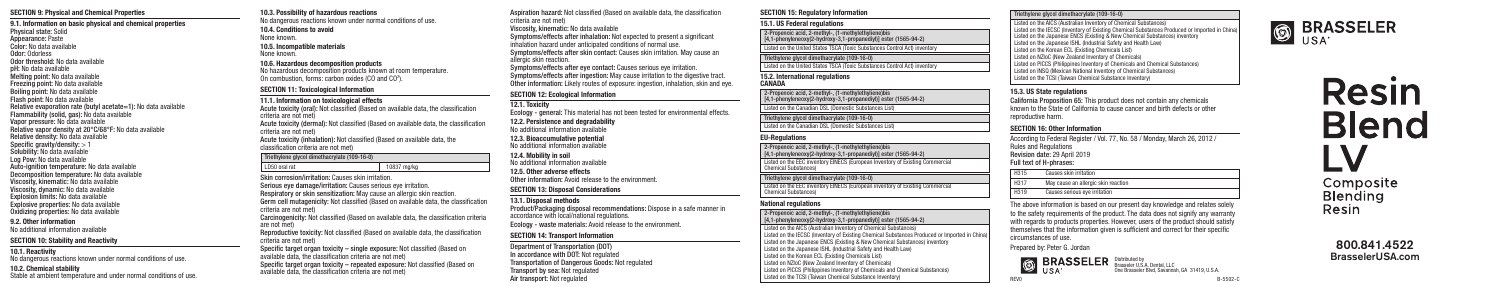## SECTION 9: Physical and Chemical Properties

### 9.1. Information on basic physical and chemical properties

Physical state: Solid
Appearance: Paste
Color: No data available
Odor: Odorless
Odor threshold: No data available
pH: No data available
Melting point: No data available
Freezing point: No data available
Boiling point: No data available
Flash point: No data available
Relative evaporation rate (butyl acetate=1): No data available
Flammability (solid, gas): No data available
Vapor pressure: No data available
Relative vapor density at 20°C/68°F: No data available
Relative density: No data available
Specific gravity/density: > 1
Solubility: No data available
Log Pow: No data available
Auto-ignition temperature: No data available
Decomposition temperature: No data available
Viscosity, kinematic: No data available
Viscosity, dynamic: No data available
Explosion limits: No data available
Explosive properties: No data available
Oxidizing properties: No data available

### 9.2. Other information

No additional information available

## SECTION 10: Stability and Reactivity

### 10.1. Reactivity

No dangerous reactions known under normal conditions of use.

### 10.2. Chemical stability

Stable at ambient temperature and under normal conditions of use.

### 10.3. Possibility of hazardous reactions

No dangerous reactions known under normal conditions of use.

### 10.4. Conditions to avoid

None known.

### 10.5. Incompatible materials

None known.

### 10.6. Hazardous decomposition products

No hazardous decomposition products known at room temperature.
On combustion, forms: carbon oxides (CO and $CO_2$).

## SECTION 11: Toxicological Information

### 11.1. Information on toxicological effects

Acute toxicity (oral): Not classified (Based on available data, the classification criteria are not met)
Acute toxicity (dermal): Not classified (Based on available data, the classification criteria are not met)
Acute toxicity (inhalation): Not classified (Based on available data, the classification criteria are not met)

| Triethylene glycol dimethacrylate (109-16-0) | |
|---|---|
| LD50 oral rat | 10837 mg/kg |

Skin corrosion/irritation: Causes skin irritation.
Serious eye damage/irritation: Causes serious eye irritation.
Respiratory or skin sensitization: May cause an allergic skin reaction.
Germ cell mutagenicity: Not classified (Based on available data, the classification criteria are not met)
Carcinogenicity: Not classified (Based on available data, the classification criteria are not met)
Reproductive toxicity: Not classified (Based on available data, the classification criteria are not met)
Specific target organ toxicity – single exposure: Not classified (Based on available data, the classification criteria are not met)
Specific target organ toxicity – repeated exposure: Not classified (Based on available data, the classification criteria are not met)
Aspiration hazard: Not classified (Based on available data, the classification criteria are not met)
Viscosity, kinematic: No data available
Symptoms/effects after inhalation: Not expected to present a significant inhalation hazard under anticipated conditions of normal use.
Symptoms/effects after skin contact: Causes skin irritation. May cause an allergic skin reaction.
Symptoms/effects after eye contact: Causes serious eye irritation.
Symptoms/effects after ingestion: May cause irritation to the digestive tract.
Other information: Likely routes of exposure: ingestion, inhalation, skin and eye.

## SECTION 12: Ecological Information

### 12.1. Toxicity

Ecology - general: This material has not been tested for environmental effects.

### 12.2. Persistence and degradability

No additional information available

### 12.3. Bioaccumulative potential

No additional information available

### 12.4. Mobility in soil

No additional information available

### 12.5. Other adverse effects

Other information: Avoid release to the environment.

## SECTION 13: Disposal Considerations

### 13.1. Disposal methods

Product/Packaging disposal recommendations: Dispose in a safe manner in accordance with local/national regulations.
Ecology – waste materials: Avoid release to the environment.

## SECTION 14: Transport Information

Department of Transportation (DOT)
In accordance with DOT: Not regulated
Transportation of Dangerous Goods: Not regulated
Transport by sea: Not regulated
Air transport: Not regulated

## SECTION 15: Regulatory Information

### 15.1. US Federal regulations

| 2-Propenoic acid, 2-methyl-, (1-methylethylidene)bis [4,1-phenyleneoxy(2-hydroxy-3,1-propanediyl)] ester (1565-94-2) |
|---|
| Listed on the United States TSCA (Toxic Substances Control Act) inventory |

| Triethylene glycol dimethacrylate (109-16-0) |
|---|
| Listed on the United States TSCA (Toxic Substances Control Act) inventory |

### 15.2. International regulations

**CANADA**

| 2-Propenoic acid, 2-methyl-, (1-methylethylidene)bis [4,1-phenyleneoxy(2-hydroxy-3,1-propanediyl)] ester (1565-94-2) |
|---|
| Listed on the Canadian DSL (Domestic Substances List) |

| Triethylene glycol dimethacrylate (109-16-0) |
|---|
| Listed on the Canadian DSL (Domestic Substances List) |

**EU-Regulations**

| 2-Propenoic acid, 2-methyl-, (1-methylethylidene)bis [4,1-phenyleneoxy(2-hydroxy-3,1-propanediyl)] ester (1565-94-2) |
|---|
| Listed on the EEC inventory EINECS (European Inventory of Existing Commercial Chemical Substances) |

| Triethylene glycol dimethacrylate (109-16-0) |
|---|
| Listed on the EEC inventory EINECS (European Inventory of Existing Commercial Chemical Substances) |

**National regulations**

| 2-Propenoic acid, 2-methyl-, (1-methylethylidene)bis [4,1-phenyleneoxy(2-hydroxy-3,1-propanediyl)] ester (1565-94-2) |
|---|
| Listed on the AICS (Australian Inventory of Chemical Substances) |
| Listed on the IECSC (Inventory of Existing Chemical Substances Produced or Imported in China) |
| Listed on the Japanese ENCS (Existing & New Chemical Substances) inventory |
| Listed on the Japanese ISHL (Industrial Safety and Health Law) |
| Listed on the Korean ECL (Existing Chemicals List) |
| Listed on NZIoC (New Zealand Inventory of Chemicals) |
| Listed on PICCS (Philippines Inventory of Chemicals and Chemical Substances) |
| Listed on the TCSI (Taiwan Chemical Substance Inventory) |

| Triethylene glycol dimethacrylate (109-16-0) |
|---|
| Listed on the AICS (Australian Inventory of Chemical Substances) |
| Listed on the IECSC (Inventory of Existing Chemical Substances Produced or Imported in China) |
| Listed on the Japanese ENCS (Existing & New Chemical Substances) inventory |
| Listed on the Japanese ISHL (Industrial Safety and Health Law) |
| Listed on the Korean ECL (Existing Chemicals List) |
| Listed on NZIoC (New Zealand Inventory of Chemicals) |
| Listed on PICCS (Philippines Inventory of Chemicals and Chemical Substances) |
| Listed on INSQ (Mexican National Inventory of Chemical Substances) |
| Listed on the TCSI (Taiwan Chemical Substance Inventory) |

### 15.3. US State regulations

California Proposition 65: This product does not contain any chemicals known to the State of California to cause cancer and birth defects or other reproductive harm.

## SECTION 16: Other Information

According to Federal Register / Vol. 77, No. 58 / Monday, March 26, 2012 / Rules and Regulations
Revision date: 29 April 2019
Full text of H-phrases:

| | |
|---|---|
| H315 | Causes skin irritation |
| H317 | May cause an allergic skin reaction |
| H319 | Causes serious eye irritation |

The above information is based on our present day knowledge and relates solely to the safety requirements of the product. The data does not signify any warranty with regards to products properties. However, users of the product should satisfy themselves that the information given is sufficient and correct for their specific circumstances of use.

Prepared by: Peter G. Jordan

BRASSELER USA® Distributed by Brasseler U.S.A. Dental, LLC One Brasseler Blvd, Savannah, GA 31419, U.S.A.

REV0 B-5502-C

# BRASSELER USA®

# Resin Blend LV

Composite Blending Resin

800.841.4522
BrasselerUSA.com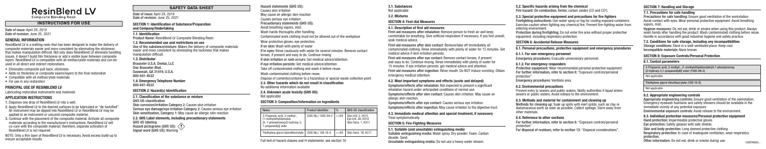# ResinBlend LV

Composite Blending Resin

## INSTRUCTIONS FOR USE

**Date of issue:** April 29, 2019
**Date of revision:** June 25, 2021

### GENERAL INFORMATION

ResinBlend LV is a wetting resin that has been designed to make the delivery of composite materials easier and more consistent by eliminating the stickiness that makes manipulation difficult. Not only does ResinBlend LV eliminate handling issues, it doesn't build film thickness or add a visible layer between composite layers. ResinBlend LV is compatible with all methacrylate materials and can be used in all direct and indirect restorations.

- Eliminates composite pull back, stickiness
- Adds no thickness or composite seams/layers to the final restoration
- Compatible with all methacrylate materials
- For use in any restoration

### PRINCIPAL USE OF RESINBLEND LV

Lubricating restorative instruments and materials

### APPLICATION INSTRUCTIONS

1. Dispense one drop of ResinBlend LV into a well.
2. Apply ResinBlend LV to the desired surfaces to be lubricated or "de-tackified". An instrument may be dipped into ResinBlend LV or ResinBlend LV may be applied to an instrument or uncured composite material.
3. Continue with the placement of the composite material. Activate all composite materials according to the manufacturer's instructions. ResinBlend LV will co-cure with the composite material; therefore, separate activation of ResinBlend LV is not required.

NOTE: Only a thin layer of ResinBlend LV is necessary. Avoid excess build-up to ensure acceptable results.

## SAFETY DATA SHEET

**Date of issue:** April 29, 2019
**Date of revision:** June 25, 2021

### SECTION 1: Identification of Substance/Preparation and Company/Undertaking

#### 1.1. Identification

**Product Name:** ResinBlend LV Composite Blending Resin

#### 1.2. Recommended use and restrictions on use

**Use of the substance/mixture:** Makes the delivery of composite materials easier and more consistent by eliminating the tackiness that makes manipulation difficult.

#### 1.3. Distributor

Brasseler U.S.A. Dental, LLC
One Brasseler Blvd.
Savannah, GA 31419, U.S.A.
800-841-4522

#### 1.4. Emergency Telephone Number

800-841-4522

### SECTION 2: Hazard(s) Identification

#### 2.1. Classification of the substance or mixture

GHS-US classification
Skin corrosion/irritation Category 2: Causes skin irritation
Serious eye damage/eye irritation Category 2: Causes serious eye irritation
Skin sensitization, Category 1: May cause an allergic skin reaction

#### 2.2. GHS Label elements, including precautionary statements

**GHS US labeling**
**Hazard pictograms (GHS US):** ⚠
**Signal word (GHS US):** Warning

**Hazard statements (GHS US):**
Causes skin irritation
May cause an allergic skin reaction
Causes serious eye irritation

**Precautionary statements (GHS US):**
Avoid breathing vapors, mist.
Wash hands thoroughly after handling.
Contaminated work clothing must not be allowed out of the workplace
Wear protective gloves, eye protection.
**If on skin:** Wash with plenty of water
**If in eyes:** Rinse cautiously with water for several minutes. Remove contact lenses, if present and easy to do. Continue rinsing
**If skin irritation or rash occurs:** Get medical advice/attention.
**If eye irritation persists:** Get medical advice/attention.
Take off contaminated clothing and wash it before reuse.
Wash contaminated clothing before reuse.
Dispose of contents/container to a hazardous or special waste collection point

#### 2.3. Other hazards which do not result in classification

No additional information available

#### 2.4. Unknown acute toxicity (GHS US):

Not applicable

### SECTION 3: Composition/Information on Ingredients

| Name | Product Identifier | % | GHS-US classification |
|---|---|---|---|
| 2-Propenoic acid, 2-methyl-, (1-methylethylidene)bis [4, 1-phenyleneoxy(2-hydroxy-3, 1-propanediyl)] ester | (CAS-No.) 1565-94-2 | <=99 | Skin Irrit. 2, H315 Eye Irrit. 2A, H319 Skin Sens. 1, H317 |
| Triethylene glycol dimethacrylate | (CAS-No.) 109-16-0 | <=99 | Skin Sens. 1B, H317 |

Full text of hazard classes and H-statements: see section 16

#### 3.1. Substances

Not applicable

#### 3.2. Mixtures

### SECTION 4: First-Aid Measures

#### 4.1. Description of first aid measures

**First-aid measures after inhalation:** Remove person to fresh air and keep comfortable for breathing. Give artificial respiration if necessary. If you feel unwell, seek medical advice.

**First-aid measures after skin contact:** Remove/take off immediately all contaminated clothing. Rinse immediately with plenty of water for 15 minutes. Get medical advice if skin irritation persists.

**First-aid measures after eye contact:** Remove contact lenses, if present and easy to do. Continue rinsing. Rinse immediately with plenty of water for 15 minutes. If eye irritation persists: get medical advice and attention.

**First-aid measures after ingestion:** Rinse mouth. Do NOT induce vomiting. Obtain emergency medical attention.

#### 4.2. Most important symptoms and effects (acute and delayed)

**Symptoms/effects after inhalation:** Not expected to present a significant inhalation hazard under anticipated conditions of normal use.
**Symptoms/effects after skin contact:** Causes skin irritation. May cause an allergic skin reaction.
**Symptoms/effects after eye contact:** Causes serious eye irritation.
**Symptoms/effects after ingestion:** May cause irritation to the digestive tract.

#### 4.3. Immediate medical attention and special treatment, if necessary

Treat symptomatically.

### SECTION 5: Fire-Fighting Measures

#### 5.1. Suitable (and unsuitable) extinguishing media

**Suitable extinguishing media:** Water spray. Dry powder. Foam. Carbon dioxide. Sand.
**Unsuitable extinguishing media:** Do not use a heavy water stream.

#### 5.2. Specific hazards arising from the chemical

**Fire hazard: On combustion, forms:** carbon oxides (CO and $CO_2$).

#### 5.3. Special protective equipment and precautions for fire fighters

**Firefighting instructions:** Use water spray or fog for cooling exposed containers. Exercise caution when fighting any chemical fire. Prevent fire-fighting water from entering environment.
**Protection during firefighting:** Do not enter fire area without proper protective equipment, including respiratory protection.

### SECTION 6: Accidental Release Measures

#### 6.1. Personal precautions, protective equipment and emergency procedures

##### 6.1.1. For non-emergency personnel

**Emergency procedures:** Evacuate unnecessary personnel.

##### 6.1.2. For emergency responders

**Protective equipment:** Wear recommended personal protective equipment. **For further information, refer to section 8:** "Exposure controls/personal protection".
**Emergency procedures:** Ventilate area.

#### 6.2. Environmental precautions

Prevent entry to sewers and public waters. Notify authorities if liquid enters sewers or public waters. Avoid release to the environment.

#### 6.3. Methods and material for containment and cleaning up

**Methods for cleaning up:** Soak up spills with inert solids, such as clay or diatomaceous earth as soon as possible. Collect spillage. Store away from other materials.

#### 6.4. Reference to other sections

**For further information, refer to section 8:** "Exposure controls/personal protection".
**For disposal of residues, refer to section 13:** "Disposal considerations".

### SECTION 7: Handling and Storage

#### 7.1. Precautions for safe handling

**Precautions for safe handling:** Ensure good ventilation of the workstation. Avoid contact with eyes. Wear personal protective equipment. Avoid breathing vapors, mist.
**Hygiene measures:** Do not eat, drink or smoke when using this product. Always wash hands after handling the product. Wash contaminated clothing before reuse. Handle in accordance with good industrial hygiene and safety practice.

#### 7.2. Conditions for safe storage, including any incompatibilities

**Storage conditions:** Store in a well-ventilated place. Keep cool.
**Incompatible materials:** None known.

### SECTION 8: Exposure Controls/Personal Protection

#### 8.1. Control parameters

| |
|---|
| 2-Propenoic acid, 2-methyl-, (1-methylethylidene)bis[4,1-phenyleneoxy (2-hydroxy-3,1-propanediyl)] ester (1565-94-2) |
| Not applicable |
| Triethylene glycol dimethacrylate (109-16-0) |
| Not applicable |

#### 8.2. Appropriate engineering controls

**Appropriate engineering controls:** Ensure good ventilation of the workstation. Emergency eyewash fountains and safety showers should be available in the immediate vicinity of any potential exposure.
**Environmental exposure controls:** Avoid release to the environment.

#### 8.3. Individual protection measures/Personal protective equipment

**Hand protection:** Impermeable protective gloves
**Eye protection:** Safety glasses with side shields.
**Skin and body protection:** Long sleeved protective clothing
**Respiratory protection:** In case of inadequate ventilation, wear respiratory protection.
**Other information:** Do not eat, drink or smoke during use.

CONTINUED...